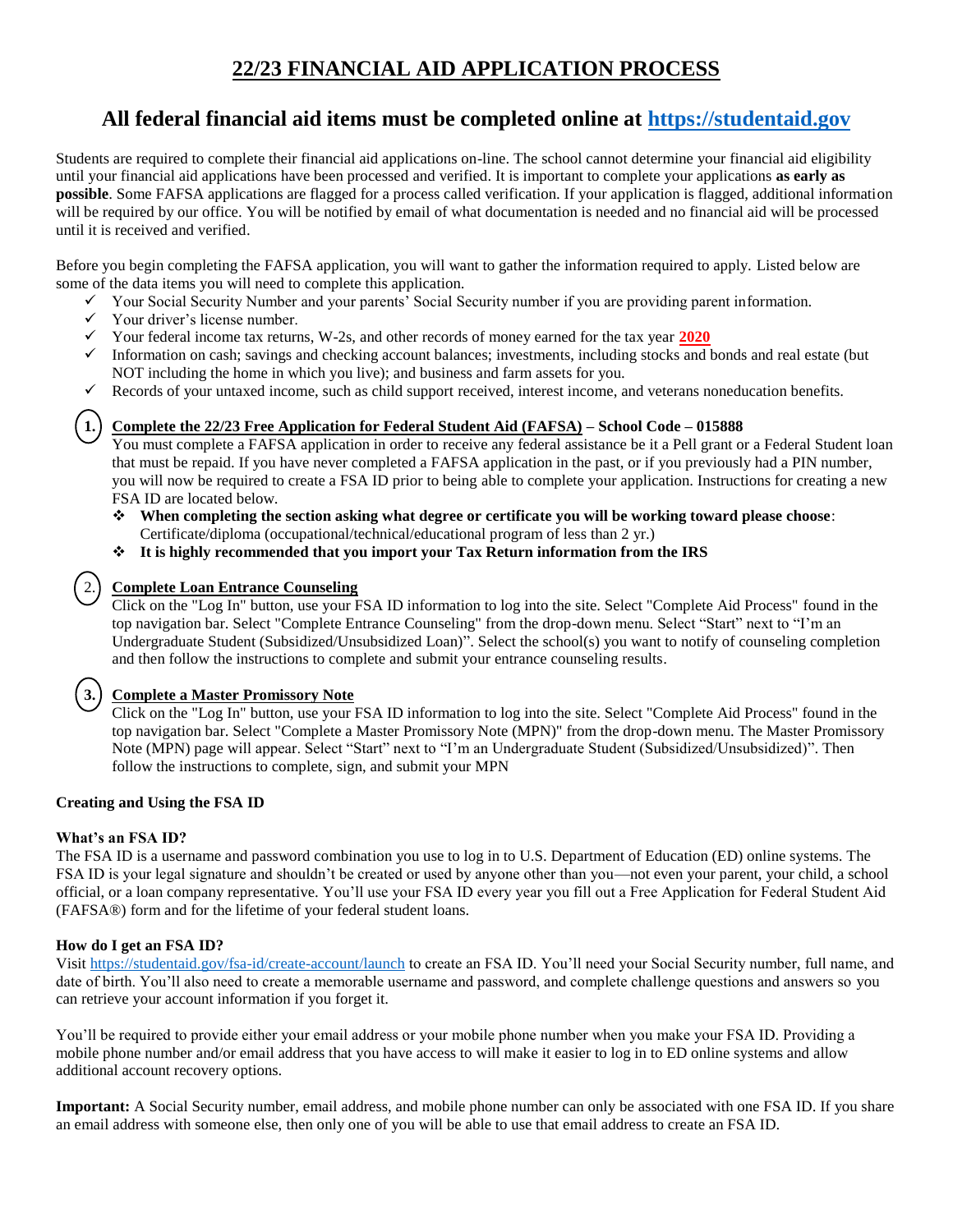# 22/23 FINANCIAL AID APPLICATION PROCESS

## All federal financial aid items must be completed online at [https://studentaid.gov](https://studentaid.gov)

Students are required to complete their financial aid applications on-line. The school cannot determine your financial aid eligibility until your financial aid applications have been processed and verified. It is important to complete your applications **as early as possible**. Some FAFSA applications are flagged for a process called verification. If your application is flagged, additional information will be required by our office. You will be notified by email of what documentation is needed and no financial aid will be processed until it is received and verified.

Before you begin completing the FAFSA application, you will want to gather the information required to apply. Listed below are some of the data items you will need to complete this application.

- ✓ Your Social Security Number and your parents' Social Security number if you are providing parent information.
- ✓ Your driver's license number.
- ✓ Your federal income tax returns, W-2s, and other records of money earned for the tax year **2020**
- ✓ Information on cash; savings and checking account balances; investments, including stocks and bonds and real estate (but NOT including the home in which you live); and business and farm assets for you.
- ✓ Records of your untaxed income, such as child support received, interest income, and veterans noneducation benefits.

1. **Complete the 22/23 Free Application for Federal Student Aid (FAFSA) – School Code – 015888**
   You must complete a FAFSA application in order to receive any federal assistance be it a Pell grant or a Federal Student loan that must be repaid. If you have never completed a FAFSA application in the past, or if you previously had a PIN number, you will now be required to create a FSA ID prior to being able to complete your application. Instructions for creating a new FSA ID are located below.
   - ❖ **When completing the section asking what degree or certificate you will be working toward please choose**: Certificate/diploma (occupational/technical/educational program of less than 2 yr.)
   - ❖ **It is highly recommended that you import your Tax Return information from the IRS**

2. **Complete Loan Entrance Counseling**
   Click on the "Log In" button, use your FSA ID information to log into the site. Select "Complete Aid Process" found in the top navigation bar. Select "Complete Entrance Counseling" from the drop-down menu. Select "Start" next to "I'm an Undergraduate Student (Subsidized/Unsubsidized Loan)". Select the school(s) you want to notify of counseling completion and then follow the instructions to complete and submit your entrance counseling results.

3. **Complete a Master Promissory Note**
   Click on the "Log In" button, use your FSA ID information to log into the site. Select "Complete Aid Process" found in the top navigation bar. Select "Complete a Master Promissory Note (MPN)" from the drop-down menu. The Master Promissory Note (MPN) page will appear. Select "Start" next to "I'm an Undergraduate Student (Subsidized/Unsubsidized)". Then follow the instructions to complete, sign, and submit your MPN

### Creating and Using the FSA ID

#### What's an FSA ID?

The FSA ID is a username and password combination you use to log in to U.S. Department of Education (ED) online systems. The FSA ID is your legal signature and shouldn't be created or used by anyone other than you—not even your parent, your child, a school official, or a loan company representative. You'll use your FSA ID every year you fill out a Free Application for Federal Student Aid (FAFSA®) form and for the lifetime of your federal student loans.

#### How do I get an FSA ID?

Visit [https://studentaid.gov/fsa-id/create-account/launch](https://studentaid.gov/fsa-id/create-account/launch) to create an FSA ID. You'll need your Social Security number, full name, and date of birth. You'll also need to create a memorable username and password, and complete challenge questions and answers so you can retrieve your account information if you forget it.

You'll be required to provide either your email address or your mobile phone number when you make your FSA ID. Providing a mobile phone number and/or email address that you have access to will make it easier to log in to ED online systems and allow additional account recovery options.

**Important:** A Social Security number, email address, and mobile phone number can only be associated with one FSA ID. If you share an email address with someone else, then only one of you will be able to use that email address to create an FSA ID.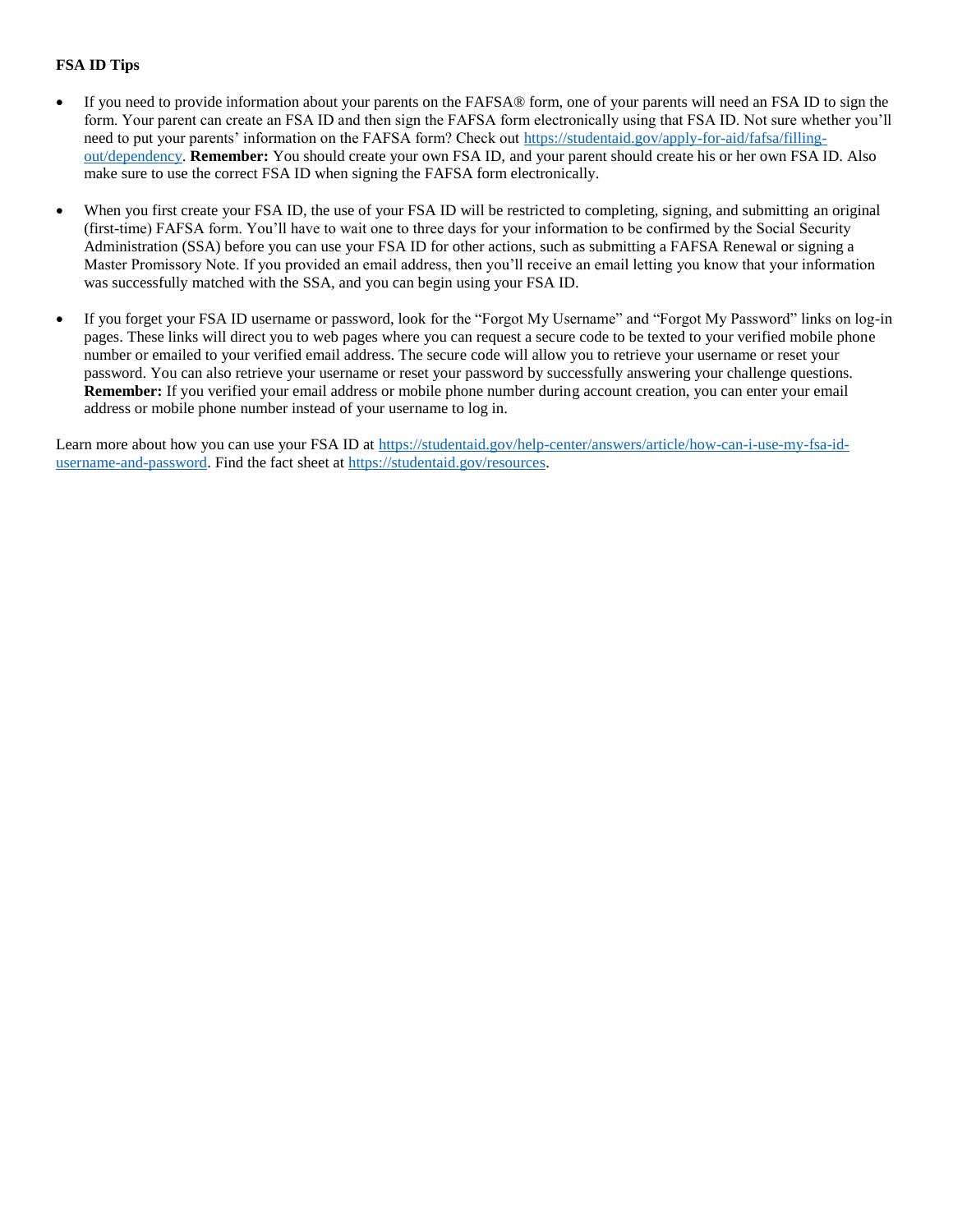**FSA ID Tips**

- If you need to provide information about your parents on the FAFSA® form, one of your parents will need an FSA ID to sign the form. Your parent can create an FSA ID and then sign the FAFSA form electronically using that FSA ID. Not sure whether you'll need to put your parents' information on the FAFSA form? Check out https://studentaid.gov/apply-for-aid/fafsa/filling-out/dependency. **Remember:** You should create your own FSA ID, and your parent should create his or her own FSA ID. Also make sure to use the correct FSA ID when signing the FAFSA form electronically.

- When you first create your FSA ID, the use of your FSA ID will be restricted to completing, signing, and submitting an original (first-time) FAFSA form. You'll have to wait one to three days for your information to be confirmed by the Social Security Administration (SSA) before you can use your FSA ID for other actions, such as submitting a FAFSA Renewal or signing a Master Promissory Note. If you provided an email address, then you'll receive an email letting you know that your information was successfully matched with the SSA, and you can begin using your FSA ID.

- If you forget your FSA ID username or password, look for the "Forgot My Username" and "Forgot My Password" links on log-in pages. These links will direct you to web pages where you can request a secure code to be texted to your verified mobile phone number or emailed to your verified email address. The secure code will allow you to retrieve your username or reset your password. You can also retrieve your username or reset your password by successfully answering your challenge questions. **Remember:** If you verified your email address or mobile phone number during account creation, you can enter your email address or mobile phone number instead of your username to log in.

Learn more about how you can use your FSA ID at https://studentaid.gov/help-center/answers/article/how-can-i-use-my-fsa-id-username-and-password. Find the fact sheet at https://studentaid.gov/resources.